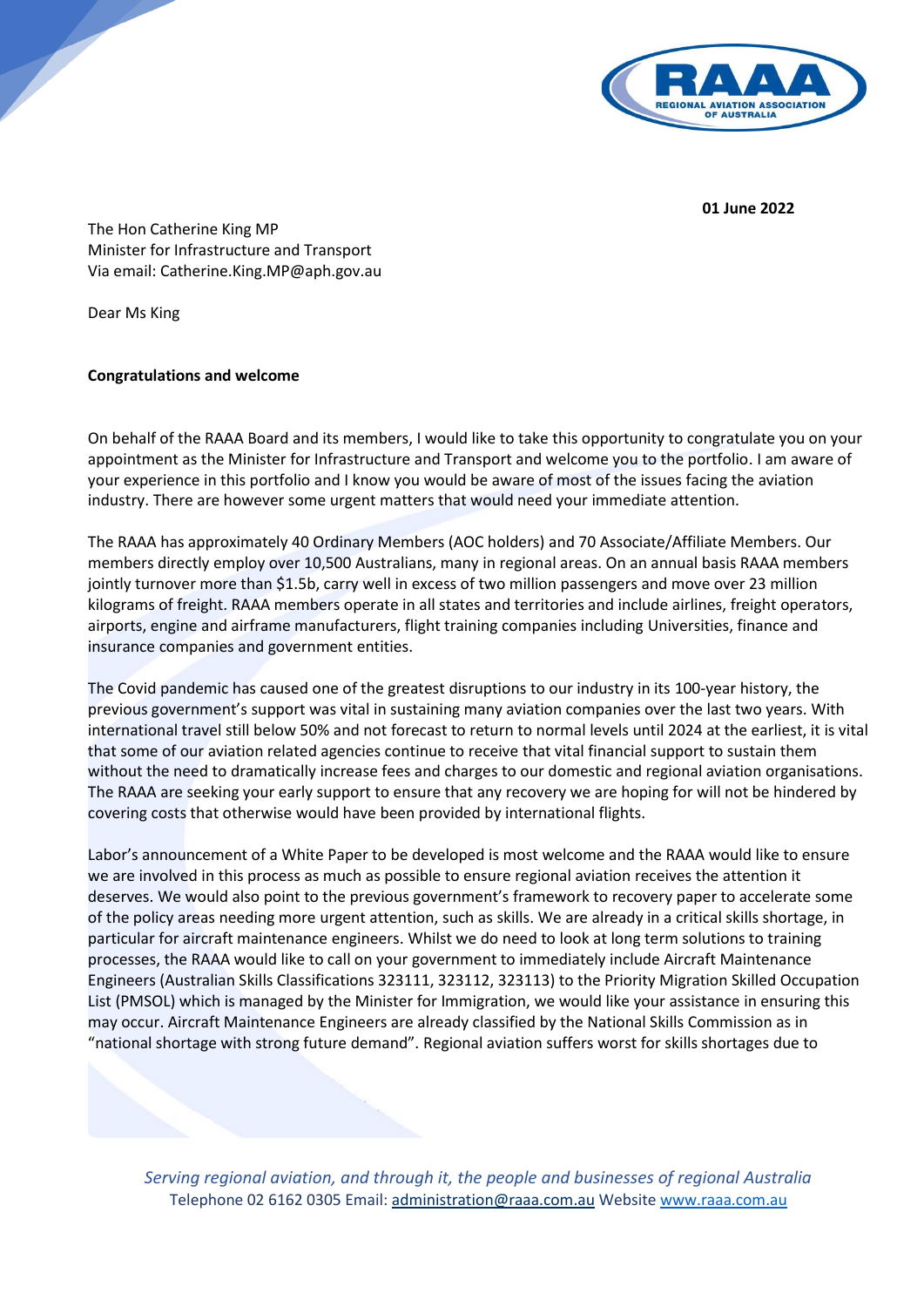**01 June 2022**

The Hon Catherine King MP
Minister for Infrastructure and Transport
Via email: Catherine.King.MP@aph.gov.au

Dear Ms King

**Congratulations and welcome**

On behalf of the RAAA Board and its members, I would like to take this opportunity to congratulate you on your appointment as the Minister for Infrastructure and Transport and welcome you to the portfolio. I am aware of your experience in this portfolio and I know you would be aware of most of the issues facing the aviation industry. There are however some urgent matters that would need your immediate attention.

The RAAA has approximately 40 Ordinary Members (AOC holders) and 70 Associate/Affiliate Members. Our members directly employ over 10,500 Australians, many in regional areas. On an annual basis RAAA members jointly turnover more than $1.5b, carry well in excess of two million passengers and move over 23 million kilograms of freight. RAAA members operate in all states and territories and include airlines, freight operators, airports, engine and airframe manufacturers, flight training companies including Universities, finance and insurance companies and government entities.

The Covid pandemic has caused one of the greatest disruptions to our industry in its 100-year history, the previous government's support was vital in sustaining many aviation companies over the last two years. With international travel still below 50% and not forecast to return to normal levels until 2024 at the earliest, it is vital that some of our aviation related agencies continue to receive that vital financial support to sustain them without the need to dramatically increase fees and charges to our domestic and regional aviation organisations. The RAAA are seeking your early support to ensure that any recovery we are hoping for will not be hindered by covering costs that otherwise would have been provided by international flights.

Labor's announcement of a White Paper to be developed is most welcome and the RAAA would like to ensure we are involved in this process as much as possible to ensure regional aviation receives the attention it deserves. We would also point to the previous government's framework to recovery paper to accelerate some of the policy areas needing more urgent attention, such as skills. We are already in a critical skills shortage, in particular for aircraft maintenance engineers. Whilst we do need to look at long term solutions to training processes, the RAAA would like to call on your government to immediately include Aircraft Maintenance Engineers (Australian Skills Classifications 323111, 323112, 323113) to the Priority Migration Skilled Occupation List (PMSOL) which is managed by the Minister for Immigration, we would like your assistance in ensuring this may occur. Aircraft Maintenance Engineers are already classified by the National Skills Commission as in "national shortage with strong future demand". Regional aviation suffers worst for skills shortages due to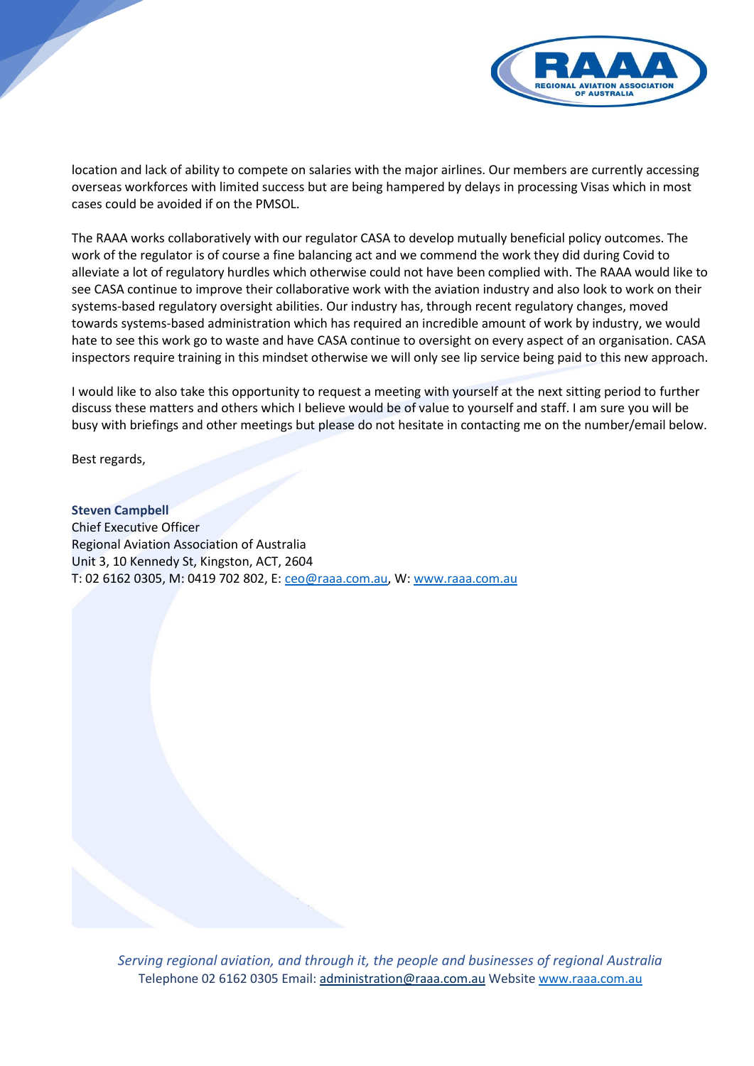location and lack of ability to compete on salaries with the major airlines. Our members are currently accessing overseas workforces with limited success but are being hampered by delays in processing Visas which in most cases could be avoided if on the PMSOL.

The RAAA works collaboratively with our regulator CASA to develop mutually beneficial policy outcomes. The work of the regulator is of course a fine balancing act and we commend the work they did during Covid to alleviate a lot of regulatory hurdles which otherwise could not have been complied with. The RAAA would like to see CASA continue to improve their collaborative work with the aviation industry and also look to work on their systems-based regulatory oversight abilities. Our industry has, through recent regulatory changes, moved towards systems-based administration which has required an incredible amount of work by industry, we would hate to see this work go to waste and have CASA continue to oversight on every aspect of an organisation. CASA inspectors require training in this mindset otherwise we will only see lip service being paid to this new approach.

I would like to also take this opportunity to request a meeting with yourself at the next sitting period to further discuss these matters and others which I believe would be of value to yourself and staff. I am sure you will be busy with briefings and other meetings but please do not hesitate in contacting me on the number/email below.

Best regards,

**Steven Campbell**
Chief Executive Officer
Regional Aviation Association of Australia
Unit 3, 10 Kennedy St, Kingston, ACT, 2604
T: 02 6162 0305, M: 0419 702 802, E: ceo@raaa.com.au, W: www.raaa.com.au

*Serving regional aviation, and through it, the people and businesses of regional Australia*
Telephone 02 6162 0305 Email: administration@raaa.com.au Website www.raaa.com.au